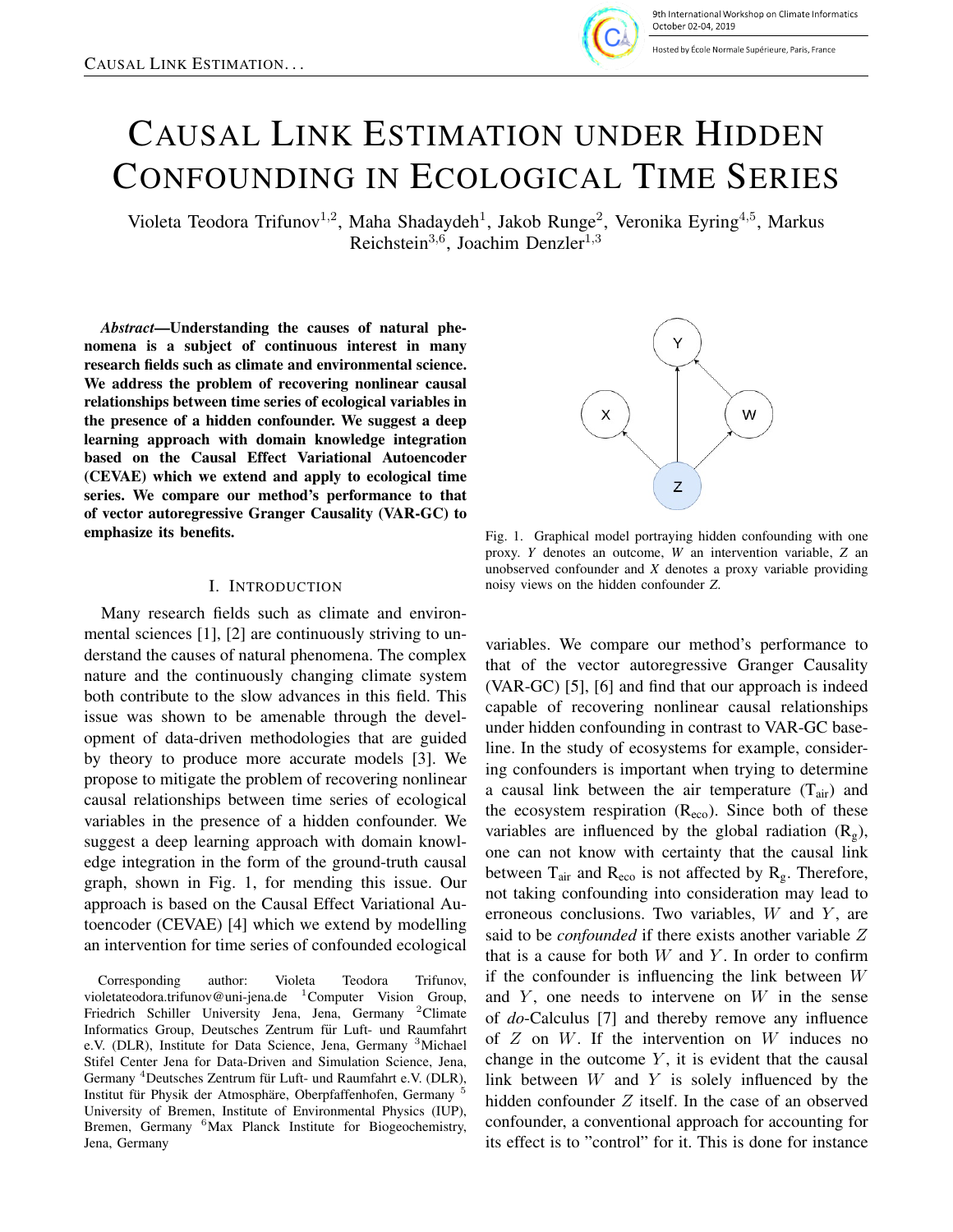# Causal Link Estimation under Hidden Confounding in Ecological Time Series

Violeta Teodora Trifunov[1,2], Maha Shadaydeh[1], Jakob Runge[2], Veronika Eyring[4,5], Markus Reichstein[3,6], Joachim Denzler[1,3]

***Abstract*—Understanding the causes of natural phenomena is a subject of continuous interest in many research fields such as climate and environmental science. We address the problem of recovering nonlinear causal relationships between time series of ecological variables in the presence of a hidden confounder. We suggest a deep learning approach with domain knowledge integration based on the Causal Effect Variational Autoencoder (CEVAE) which we extend and apply to ecological time series. We compare our method's performance to that of vector autoregressive Granger Causality (VAR-GC) to emphasize its benefits.**

Fig. 1. Graphical model portraying hidden confounding with one proxy. *Y* denotes an outcome, *W* an intervention variable, *Z* an unobserved confounder and *X* denotes a proxy variable providing noisy views on the hidden confounder *Z*.

## I. Introduction

Many research fields such as climate and environmental sciences [1], [2] are continuously striving to understand the causes of natural phenomena. The complex nature and the continuously changing climate system both contribute to the slow advances in this field. This issue was shown to be amenable through the development of data-driven methodologies that are guided by theory to produce more accurate models [3]. We propose to mitigate the problem of recovering nonlinear causal relationships between time series of ecological variables in the presence of a hidden confounder. We suggest a deep learning approach with domain knowledge integration in the form of the ground-truth causal graph, shown in Fig. 1, for mending this issue. Our approach is based on the Causal Effect Variational Autoencoder (CEVAE) [4] which we extend by modelling an intervention for time series of confounded ecological variables. We compare our method's performance to that of the vector autoregressive Granger Causality (VAR-GC) [5], [6] and find that our approach is indeed capable of recovering nonlinear causal relationships under hidden confounding in contrast to VAR-GC baseline. In the study of ecosystems for example, considering confounders is important when trying to determine a causal link between the air temperature ($T_{air}$) and the ecosystem respiration ($R_{eco}$). Since both of these variables are influenced by the global radiation ($R_g$), one can not know with certainty that the causal link between $T_{air}$ and $R_{eco}$ is not affected by $R_g$. Therefore, not taking confounding into consideration may lead to erroneous conclusions. Two variables, $W$ and $Y$, are said to be *confounded* if there exists another variable $Z$ that is a cause for both $W$ and $Y$. In order to confirm if the confounder is influencing the link between $W$ and $Y$, one needs to intervene on $W$ in the sense of *do*-Calculus [7] and thereby remove any influence of $Z$ on $W$. If the intervention on $W$ induces no change in the outcome $Y$, it is evident that the causal link between $W$ and $Y$ is solely influenced by the hidden confounder $Z$ itself. In the case of an observed confounder, a conventional approach for accounting for its effect is to "control" for it. This is done for instance

Corresponding author: Violeta Teodora Trifunov, violetateodora.trifunov@uni-jena.de [1]Computer Vision Group, Friedrich Schiller University Jena, Jena, Germany [2]Climate Informatics Group, Deutsches Zentrum für Luft- und Raumfahrt e.V. (DLR), Institute for Data Science, Jena, Germany [3]Michael Stifel Center Jena for Data-Driven and Simulation Science, Jena, Germany [4]Deutsches Zentrum für Luft- und Raumfahrt e.V. (DLR), Institut für Physik der Atmosphäre, Oberpfaffenhofen, Germany [5] University of Bremen, Institute of Environmental Physics (IUP), Bremen, Germany [6]Max Planck Institute for Biogeochemistry, Jena, Germany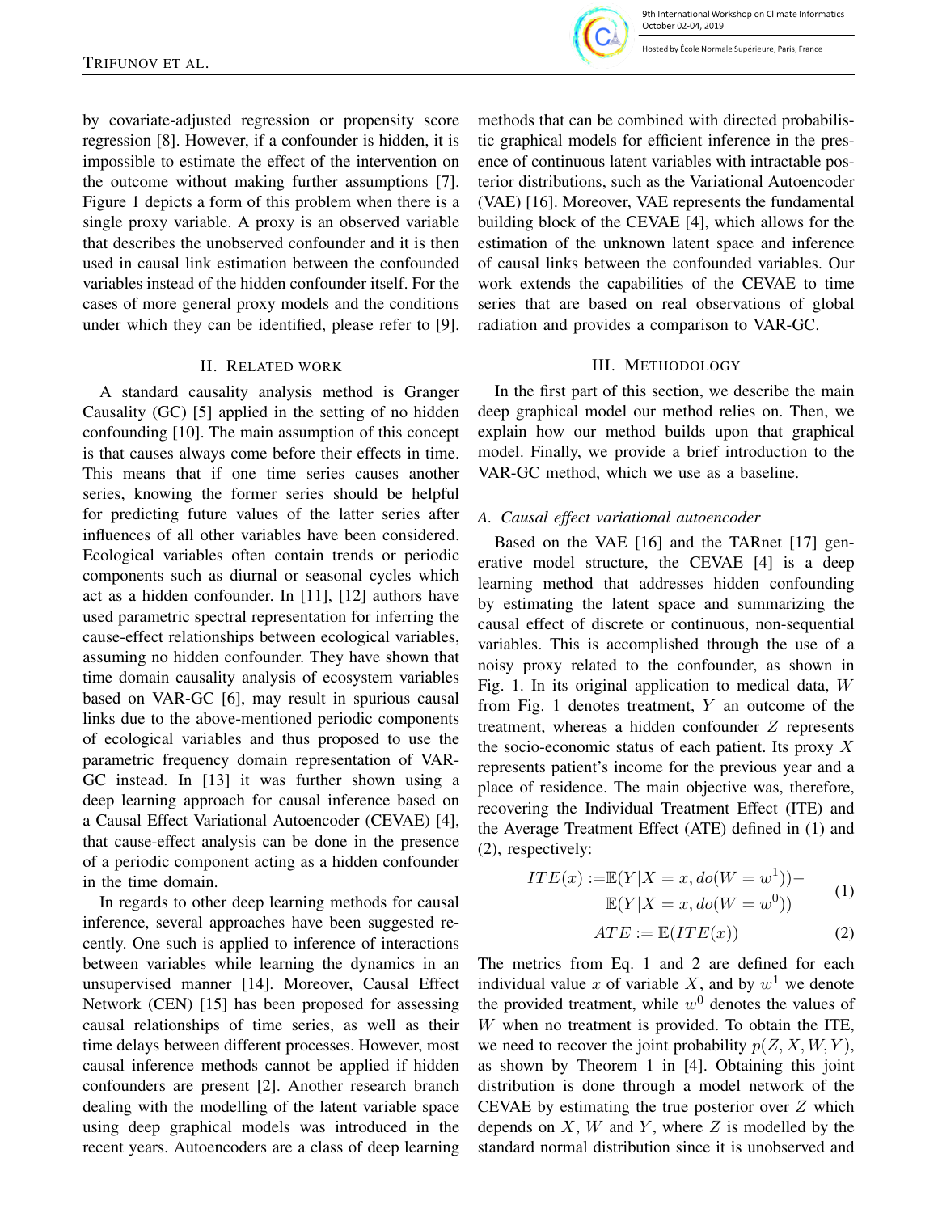by covariate-adjusted regression or propensity score regression [8]. However, if a confounder is hidden, it is impossible to estimate the effect of the intervention on the outcome without making further assumptions [7]. Figure 1 depicts a form of this problem when there is a single proxy variable. A proxy is an observed variable that describes the unobserved confounder and it is then used in causal link estimation between the confounded variables instead of the hidden confounder itself. For the cases of more general proxy models and the conditions under which they can be identified, please refer to [9].

## II. Related work

A standard causality analysis method is Granger Causality (GC) [5] applied in the setting of no hidden confounding [10]. The main assumption of this concept is that causes always come before their effects in time. This means that if one time series causes another series, knowing the former series should be helpful for predicting future values of the latter series after influences of all other variables have been considered. Ecological variables often contain trends or periodic components such as diurnal or seasonal cycles which act as a hidden confounder. In [11], [12] authors have used parametric spectral representation for inferring the cause-effect relationships between ecological variables, assuming no hidden confounder. They have shown that time domain causality analysis of ecosystem variables based on VAR-GC [6], may result in spurious causal links due to the above-mentioned periodic components of ecological variables and thus proposed to use the parametric frequency domain representation of VAR-GC instead. In [13] it was further shown using a deep learning approach for causal inference based on a Causal Effect Variational Autoencoder (CEVAE) [4], that cause-effect analysis can be done in the presence of a periodic component acting as a hidden confounder in the time domain.

In regards to other deep learning methods for causal inference, several approaches have been suggested recently. One such is applied to inference of interactions between variables while learning the dynamics in an unsupervised manner [14]. Moreover, Causal Effect Network (CEN) [15] has been proposed for assessing causal relationships of time series, as well as their time delays between different processes. However, most causal inference methods cannot be applied if hidden confounders are present [2]. Another research branch dealing with the modelling of the latent variable space using deep graphical models was introduced in the recent years. Autoencoders are a class of deep learning methods that can be combined with directed probabilistic graphical models for efficient inference in the presence of continuous latent variables with intractable posterior distributions, such as the Variational Autoencoder (VAE) [16]. Moreover, VAE represents the fundamental building block of the CEVAE [4], which allows for the estimation of the unknown latent space and inference of causal links between the confounded variables. Our work extends the capabilities of the CEVAE to time series that are based on real observations of global radiation and provides a comparison to VAR-GC.

## III. Methodology

In the first part of this section, we describe the main deep graphical model our method relies on. Then, we explain how our method builds upon that graphical model. Finally, we provide a brief introduction to the VAR-GC method, which we use as a baseline.

### A. Causal effect variational autoencoder

Based on the VAE [16] and the TARnet [17] generative model structure, the CEVAE [4] is a deep learning method that addresses hidden confounding by estimating the latent space and summarizing the causal effect of discrete or continuous, non-sequential variables. This is accomplished through the use of a noisy proxy related to the confounder, as shown in Fig. 1. In its original application to medical data, $W$ from Fig. 1 denotes treatment, $Y$ an outcome of the treatment, whereas a hidden confounder $Z$ represents the socio-economic status of each patient. Its proxy $X$ represents patient's income for the previous year and a place of residence. The main objective was, therefore, recovering the Individual Treatment Effect (ITE) and the Average Treatment Effect (ATE) defined in (1) and (2), respectively:

$$
\begin{aligned}
ITE(x) :=& \mathbb{E}(Y|X = x, do(W = w^1)) - \\
& \mathbb{E}(Y|X = x, do(W = w^0))
\end{aligned} \tag{1}
$$

$$
ATE := \mathbb{E}(ITE(x)) \tag{2}
$$

The metrics from Eq. 1 and 2 are defined for each individual value $x$ of variable $X$, and by $w^1$ we denote the provided treatment, while $w^0$ denotes the values of $W$ when no treatment is provided. To obtain the ITE, we need to recover the joint probability $p(Z, X, W, Y)$, as shown by Theorem 1 in [4]. Obtaining this joint distribution is done through a model network of the CEVAE by estimating the true posterior over $Z$ which depends on $X$, $W$ and $Y$, where $Z$ is modelled by the standard normal distribution since it is unobserved and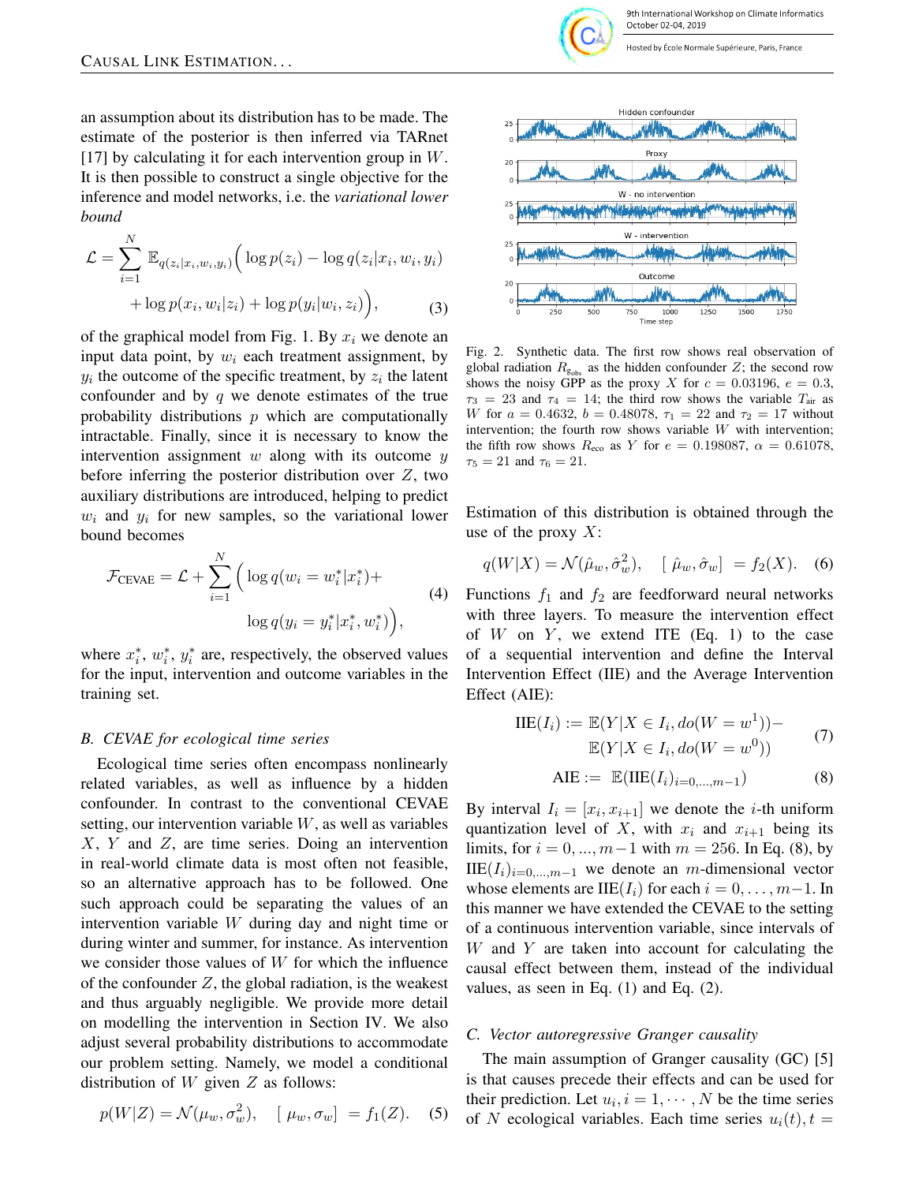an assumption about its distribution has to be made. The estimate of the posterior is then inferred via TARnet [17] by calculating it for each intervention group in $W$. It is then possible to construct a single objective for the inference and model networks, i.e. the *variational lower bound*

$$\mathcal{L} = \sum_{i=1}^{N} \mathbb{E}_{q(z_i|x_i,w_i,y_i)} \Big( \log p(z_i) - \log q(z_i|x_i, w_i, y_i) + \log p(x_i, w_i|z_i) + \log p(y_i|w_i, z_i) \Big), \tag{3}$$

of the graphical model from Fig. 1. By $x_i$ we denote an input data point, by $w_i$ each treatment assignment, by $y_i$ the outcome of the specific treatment, by $z_i$ the latent confounder and by $q$ we denote estimates of the true probability distributions $p$ which are computationally intractable. Finally, since it is necessary to know the intervention assignment $w$ along with its outcome $y$ before inferring the posterior distribution over $Z$, two auxiliary distributions are introduced, helping to predict $w_i$ and $y_i$ for new samples, so the variational lower bound becomes

$$\mathcal{F}_{\text{CEVAE}} = \mathcal{L} + \sum_{i=1}^{N} \Big( \log q(w_i = w_i^*|x_i^*) + \log q(y_i = y_i^*|x_i^*, w_i^*) \Big), \tag{4}$$

where $x_i^*$, $w_i^*$, $y_i^*$ are, respectively, the observed values for the input, intervention and outcome variables in the training set.

### B. CEVAE for ecological time series

Ecological time series often encompass nonlinearly related variables, as well as influence by a hidden confounder. In contrast to the conventional CEVAE setting, our intervention variable $W$, as well as variables $X$, $Y$ and $Z$, are time series. Doing an intervention in real-world climate data is most often not feasible, so an alternative approach has to be followed. One such approach could be separating the values of an intervention variable $W$ during day and night time or during winter and summer, for instance. As intervention we consider those values of $W$ for which the influence of the confounder $Z$, the global radiation, is the weakest and thus arguably negligible. We provide more detail on modelling the intervention in Section IV. We also adjust several probability distributions to accommodate our problem setting. Namely, we model a conditional distribution of $W$ given $Z$ as follows:

$$p(W|Z) = \mathcal{N}(\mu_w, \sigma_w^2), \quad [\ \mu_w, \sigma_w] \ = f_1(Z). \tag{5}$$

Fig. 2. Synthetic data. The first row shows real observation of global radiation $R_{g_{\text{obs}}}$ as the hidden confounder $Z$; the second row shows the noisy GPP as the proxy $X$ for $c = 0.03196$, $e = 0.3$, $\tau_3 = 23$ and $\tau_4 = 14$; the third row shows the variable $T_{\text{air}}$ as $W$ for $a = 0.4632$, $b = 0.48078$, $\tau_1 = 22$ and $\tau_2 = 17$ without intervention; the fourth row shows variable $W$ with intervention; the fifth row shows $R_{\text{eco}}$ as $Y$ for $e = 0.198087$, $\alpha = 0.61078$, $\tau_5 = 21$ and $\tau_6 = 21$.

Estimation of this distribution is obtained through the use of the proxy $X$:

$$q(W|X) = \mathcal{N}(\hat{\mu}_w, \hat{\sigma}_w^2), \quad [\ \hat{\mu}_w, \hat{\sigma}_w] \ = f_2(X). \tag{6}$$

Functions $f_1$ and $f_2$ are feedforward neural networks with three layers. To measure the intervention effect of $W$ on $Y$, we extend ITE (Eq. 1) to the case of a sequential intervention and define the Interval Intervention Effect (IIE) and the Average Intervention Effect (AIE):

$$\text{IIE}(I_i) := \mathbb{E}(Y|X \in I_i, do(W = w^1)) - \mathbb{E}(Y|X \in I_i, do(W = w^0)) \tag{7}$$

$$\text{AIE} := \ \mathbb{E}(\text{IIE}(I_i)_{i=0,\ldots,m-1}) \tag{8}$$

By interval $I_i = [x_i, x_{i+1}]$ we denote the $i$-th uniform quantization level of $X$, with $x_i$ and $x_{i+1}$ being its limits, for $i = 0, ..., m-1$ with $m = 256$. In Eq. (8), by $\text{IIE}(I_i)_{i=0,\ldots,m-1}$ we denote an $m$-dimensional vector whose elements are $\text{IIE}(I_i)$ for each $i = 0, \ldots, m-1$. In this manner we have extended the CEVAE to the setting of a continuous intervention variable, since intervals of $W$ and $Y$ are taken into account for calculating the causal effect between them, instead of the individual values, as seen in Eq. (1) and Eq. (2).

### C. Vector autoregressive Granger causality

The main assumption of Granger causality (GC) [5] is that causes precede their effects and can be used for their prediction. Let $u_i, i = 1, \cdots, N$ be the time series of $N$ ecological variables. Each time series $u_i(t), t =$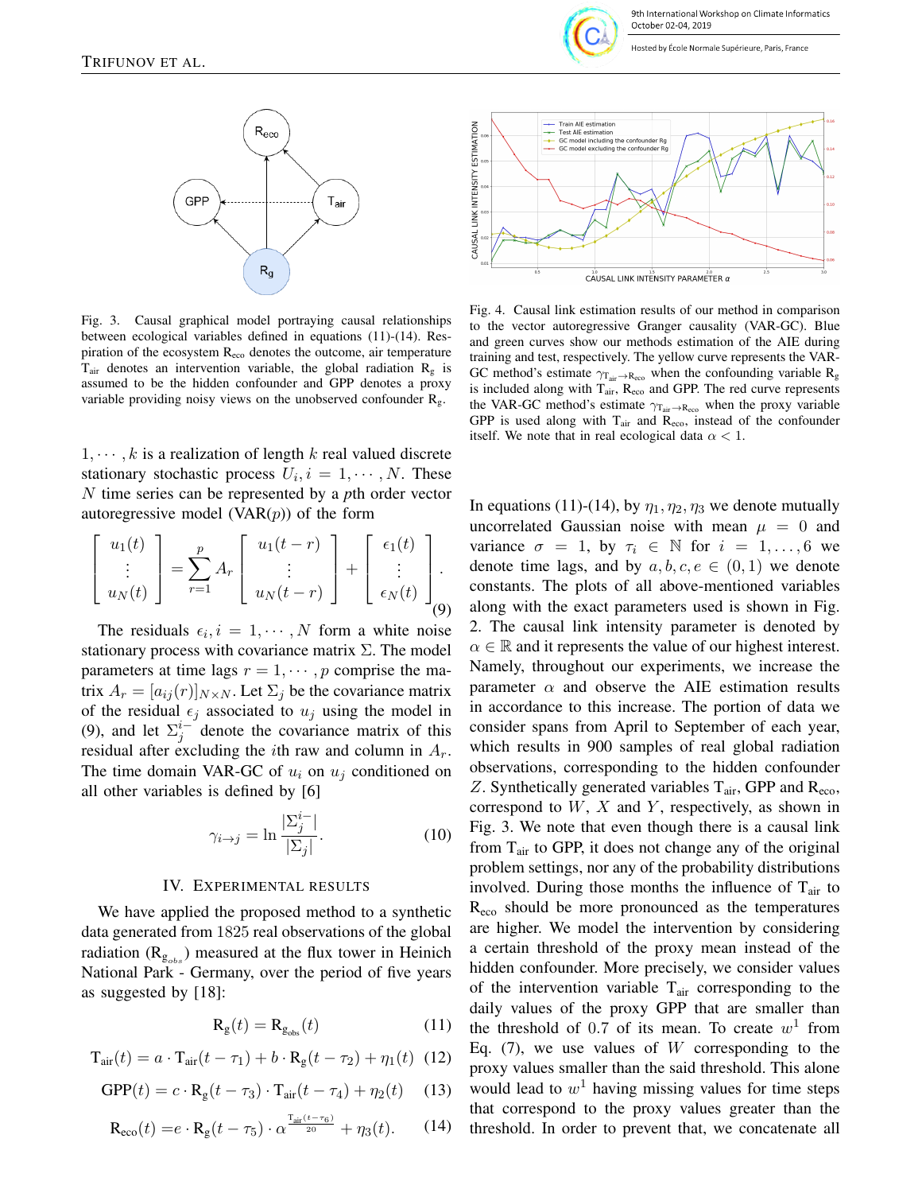Fig. 3. Causal graphical model portraying causal relationships between ecological variables defined in equations (11)-(14). Respiration of the ecosystem $R_{eco}$ denotes the outcome, air temperature $T_{air}$ denotes an intervention variable, the global radiation $R_g$ is assumed to be the hidden confounder and GPP denotes a proxy variable providing noisy views on the unobserved confounder $R_g$.

$1, \cdots, k$ is a realization of length $k$ real valued discrete stationary stochastic process $U_i, i = 1, \cdots, N$. These $N$ time series can be represented by a $p$th order vector autoregressive model (VAR($p$)) of the form

$$\begin{bmatrix} u_1(t) \\ \vdots \\ u_N(t) \end{bmatrix} = \sum_{r=1}^{p} A_r \begin{bmatrix} u_1(t-r) \\ \vdots \\ u_N(t-r) \end{bmatrix} + \begin{bmatrix} \epsilon_1(t) \\ \vdots \\ \epsilon_N(t) \end{bmatrix}. \quad (9)$$

The residuals $\epsilon_i, i = 1, \cdots, N$ form a white noise stationary process with covariance matrix $\Sigma$. The model parameters at time lags $r = 1, \cdots, p$ comprise the matrix $A_r = [a_{ij}(r)]_{N \times N}$. Let $\Sigma_j$ be the covariance matrix of the residual $\epsilon_j$ associated to $u_j$ using the model in (9), and let $\Sigma_j^{i-}$ denote the covariance matrix of this residual after excluding the $i$th raw and column in $A_r$. The time domain VAR-GC of $u_i$ on $u_j$ conditioned on all other variables is defined by [6]

$$\gamma_{i \to j} = \ln \frac{|\Sigma_j^{i-}|}{|\Sigma_j|}. \quad (10)$$

## IV. Experimental Results

We have applied the proposed method to a synthetic data generated from 1825 real observations of the global radiation ($R_{g_{obs}}$) measured at the flux tower in Heinich National Park - Germany, over the period of five years as suggested by [18]:

$$R_g(t) = R_{g_{obs}}(t) \quad (11)$$

$$T_{air}(t) = a \cdot T_{air}(t - \tau_1) + b \cdot R_g(t - \tau_2) + \eta_1(t) \quad (12)$$

$$GPP(t) = c \cdot R_g(t - \tau_3) \cdot T_{air}(t - \tau_4) + \eta_2(t) \quad (13)$$

$$R_{eco}(t) = e \cdot R_g(t - \tau_5) \cdot \alpha^{\frac{T_{air}(t-\tau_6)}{20}} + \eta_3(t). \quad (14)$$

Fig. 4. Causal link estimation results of our method in comparison to the vector autoregressive Granger causality (VAR-GC). Blue and green curves show our methods estimation of the AIE during training and test, respectively. The yellow curve represents the VAR-GC method's estimate $\gamma_{T_{air} \to R_{eco}}$ when the confounding variable $R_g$ is included along with $T_{air}$, $R_{eco}$ and GPP. The red curve represents the VAR-GC method's estimate $\gamma_{T_{air} \to R_{eco}}$ when the proxy variable GPP is used along with $T_{air}$ and $R_{eco}$, instead of the confounder itself. We note that in real ecological data $\alpha < 1$.

In equations (11)-(14), by $\eta_1, \eta_2, \eta_3$ we denote mutually uncorrelated Gaussian noise with mean $\mu = 0$ and variance $\sigma = 1$, by $\tau_i \in \mathbb{N}$ for $i = 1, \dots, 6$ we denote time lags, and by $a, b, c, e \in (0, 1)$ we denote constants. The plots of all above-mentioned variables along with the exact parameters used is shown in Fig. 2. The causal link intensity parameter is denoted by $\alpha \in \mathbb{R}$ and it represents the value of our highest interest. Namely, throughout our experiments, we increase the parameter $\alpha$ and observe the AIE estimation results in accordance to this increase. The portion of data we consider spans from April to September of each year, which results in 900 samples of real global radiation observations, corresponding to the hidden confounder $Z$. Synthetically generated variables $T_{air}$, GPP and $R_{eco}$, correspond to $W$, $X$ and $Y$, respectively, as shown in Fig. 3. We note that even though there is a causal link from $T_{air}$ to GPP, it does not change any of the original problem settings, nor any of the probability distributions involved. During those months the influence of $T_{air}$ to $R_{eco}$ should be more pronounced as the temperatures are higher. We model the intervention by considering a certain threshold of the proxy mean instead of the hidden confounder. More precisely, we consider values of the intervention variable $T_{air}$ corresponding to the daily values of the proxy GPP that are smaller than the threshold of 0.7 of its mean. To create $w^1$ from Eq. (7), we use values of $W$ corresponding to the proxy values smaller than the said threshold. This alone would lead to $w^1$ having missing values for time steps that correspond to the proxy values greater than the threshold. In order to prevent that, we concatenate all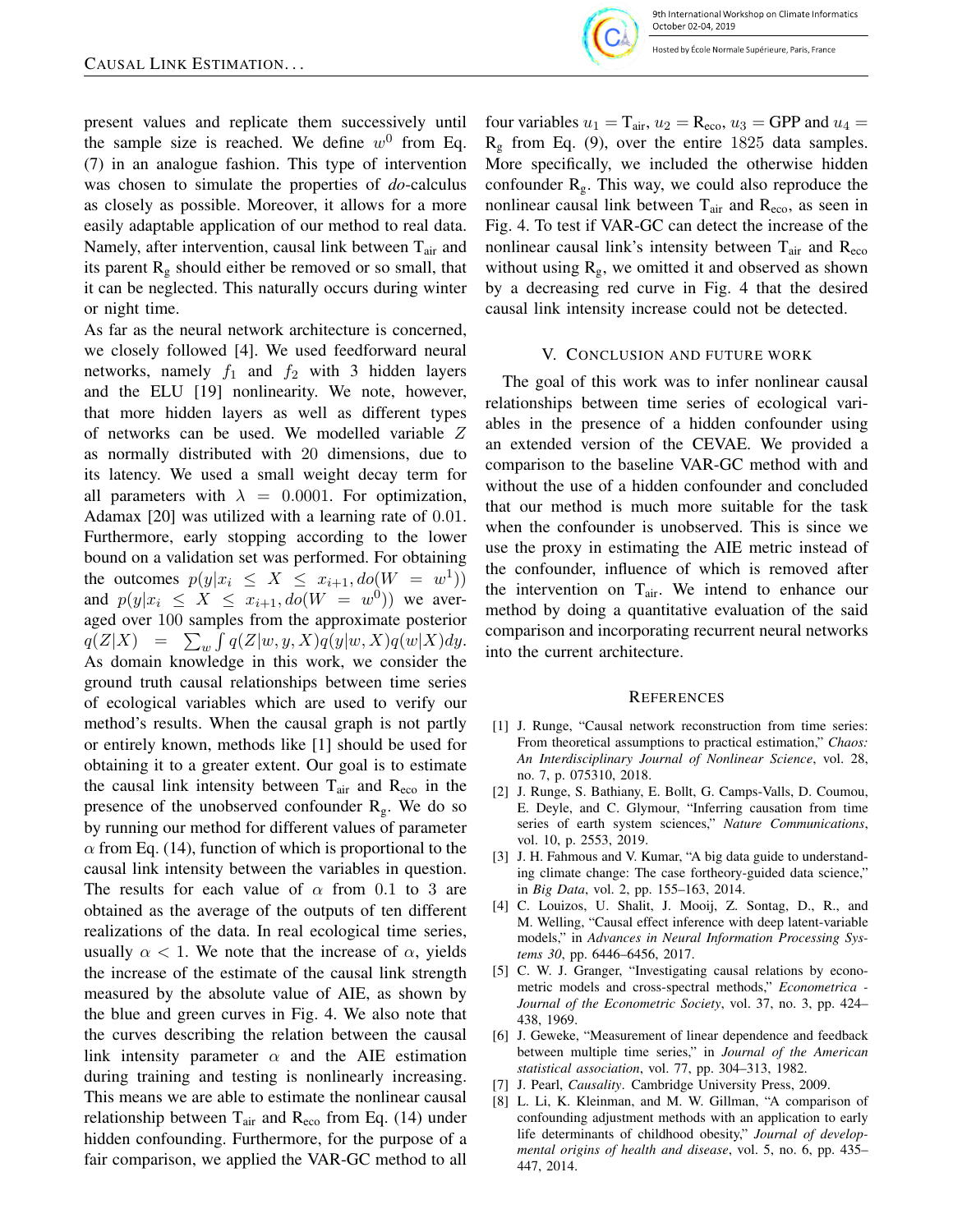present values and replicate them successively until the sample size is reached. We define $w^0$ from Eq. (7) in an analogue fashion. This type of intervention was chosen to simulate the properties of *do*-calculus as closely as possible. Moreover, it allows for a more easily adaptable application of our method to real data. Namely, after intervention, causal link between $\mathrm{T_{air}}$ and its parent $\mathrm{R_g}$ should either be removed or so small, that it can be neglected. This naturally occurs during winter or night time.

As far as the neural network architecture is concerned, we closely followed [4]. We used feedforward neural networks, namely $f_1$ and $f_2$ with 3 hidden layers and the ELU [19] nonlinearity. We note, however, that more hidden layers as well as different types of networks can be used. We modelled variable $Z$ as normally distributed with 20 dimensions, due to its latency. We used a small weight decay term for all parameters with $\lambda = 0.0001$. For optimization, Adamax [20] was utilized with a learning rate of 0.01. Furthermore, early stopping according to the lower bound on a validation set was performed. For obtaining the outcomes $p(y|x_i \leq X \leq x_{i+1}, do(W = w^1))$ and $p(y|x_i \leq X \leq x_{i+1}, do(W = w^0))$ we averaged over 100 samples from the approximate posterior $q(Z|X) = \sum_w \int q(Z|w, y, X)q(y|w, X)q(w|X)dy$. As domain knowledge in this work, we consider the ground truth causal relationships between time series of ecological variables which are used to verify our method's results. When the causal graph is not partly or entirely known, methods like [1] should be used for obtaining it to a greater extent. Our goal is to estimate the causal link intensity between $\mathrm{T_{air}}$ and $\mathrm{R_{eco}}$ in the presence of the unobserved confounder $\mathrm{R_g}$. We do so by running our method for different values of parameter $\alpha$ from Eq. (14), function of which is proportional to the causal link intensity between the variables in question. The results for each value of $\alpha$ from 0.1 to 3 are obtained as the average of the outputs of ten different realizations of the data. In real ecological time series, usually $\alpha < 1$. We note that the increase of $\alpha$, yields the increase of the estimate of the causal link strength measured by the absolute value of AIE, as shown by the blue and green curves in Fig. 4. We also note that the curves describing the relation between the causal link intensity parameter $\alpha$ and the AIE estimation during training and testing is nonlinearly increasing. This means we are able to estimate the nonlinear causal relationship between $\mathrm{T_{air}}$ and $\mathrm{R_{eco}}$ from Eq. (14) under hidden confounding. Furthermore, for the purpose of a fair comparison, we applied the VAR-GC method to all four variables $u_1 = \mathrm{T_{air}}$, $u_2 = \mathrm{R_{eco}}$, $u_3 = \mathrm{GPP}$ and $u_4 = \mathrm{R_g}$ from Eq. (9), over the entire 1825 data samples. More specifically, we included the otherwise hidden confounder $\mathrm{R_g}$. This way, we could also reproduce the nonlinear causal link between $\mathrm{T_{air}}$ and $\mathrm{R_{eco}}$, as seen in Fig. 4. To test if VAR-GC can detect the increase of the nonlinear causal link's intensity between $\mathrm{T_{air}}$ and $\mathrm{R_{eco}}$ without using $\mathrm{R_g}$, we omitted it and observed as shown by a decreasing red curve in Fig. 4 that the desired causal link intensity increase could not be detected.

## V. Conclusion and Future Work

The goal of this work was to infer nonlinear causal relationships between time series of ecological variables in the presence of a hidden confounder using an extended version of the CEVAE. We provided a comparison to the baseline VAR-GC method with and without the use of a hidden confounder and concluded that our method is much more suitable for the task when the confounder is unobserved. This is since we use the proxy in estimating the AIE metric instead of the confounder, influence of which is removed after the intervention on $\mathrm{T_{air}}$. We intend to enhance our method by doing a quantitative evaluation of the said comparison and incorporating recurrent neural networks into the current architecture.

## References

[1] J. Runge, "Causal network reconstruction from time series: From theoretical assumptions to practical estimation," *Chaos: An Interdisciplinary Journal of Nonlinear Science*, vol. 28, no. 7, p. 075310, 2018.

[2] J. Runge, S. Bathiany, E. Bollt, G. Camps-Valls, D. Coumou, E. Deyle, and C. Glymour, "Inferring causation from time series of earth system sciences," *Nature Communications*, vol. 10, p. 2553, 2019.

[3] J. H. Fahmous and V. Kumar, "A big data guide to understanding climate change: The case fortheory-guided data science," in *Big Data*, vol. 2, pp. 155–163, 2014.

[4] C. Louizos, U. Shalit, J. Mooij, Z. Sontag, D., R., and M. Welling, "Causal effect inference with deep latent-variable models," in *Advances in Neural Information Processing Systems 30*, pp. 6446–6456, 2017.

[5] C. W. J. Granger, "Investigating causal relations by econometric models and cross-spectral methods," *Econometrica - Journal of the Econometric Society*, vol. 37, no. 3, pp. 424–438, 1969.

[6] J. Geweke, "Measurement of linear dependence and feedback between multiple time series," in *Journal of the American statistical association*, vol. 77, pp. 304–313, 1982.

[7] J. Pearl, *Causality*. Cambridge University Press, 2009.

[8] L. Li, K. Kleinman, and M. W. Gillman, "A comparison of confounding adjustment methods with an application to early life determinants of childhood obesity," *Journal of developmental origins of health and disease*, vol. 5, no. 6, pp. 435–447, 2014.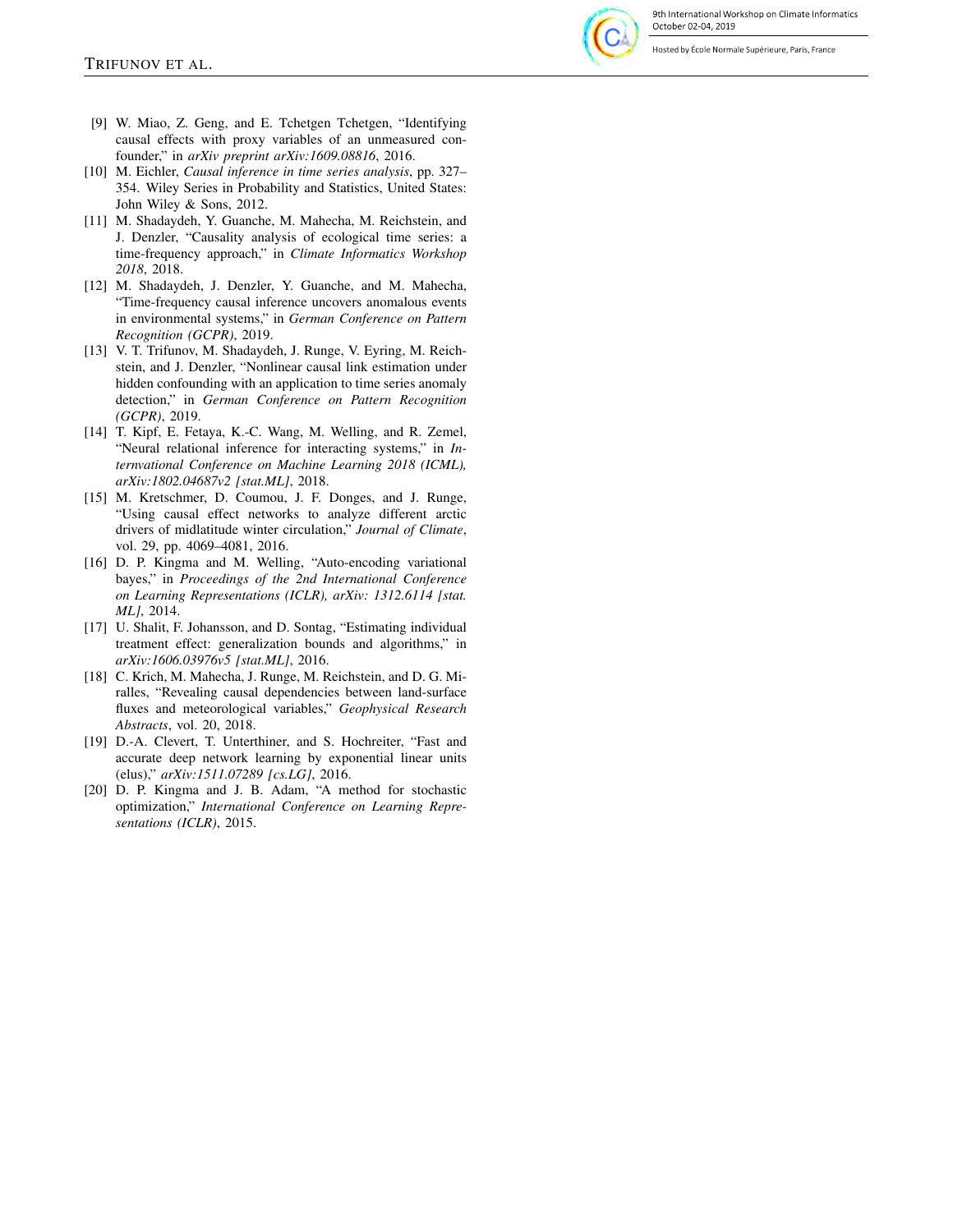[9] W. Miao, Z. Geng, and E. Tchetgen Tchetgen, "Identifying causal effects with proxy variables of an unmeasured confounder," in *arXiv preprint arXiv:1609.08816*, 2016.

[10] M. Eichler, *Causal inference in time series analysis*, pp. 327–354. Wiley Series in Probability and Statistics, United States: John Wiley & Sons, 2012.

[11] M. Shadaydeh, Y. Guanche, M. Mahecha, M. Reichstein, and J. Denzler, "Causality analysis of ecological time series: a time-frequency approach," in *Climate Informatics Workshop 2018*, 2018.

[12] M. Shadaydeh, J. Denzler, Y. Guanche, and M. Mahecha, "Time-frequency causal inference uncovers anomalous events in environmental systems," in *German Conference on Pattern Recognition (GCPR)*, 2019.

[13] V. T. Trifunov, M. Shadaydeh, J. Runge, V. Eyring, M. Reichstein, and J. Denzler, "Nonlinear causal link estimation under hidden confounding with an application to time series anomaly detection," in *German Conference on Pattern Recognition (GCPR)*, 2019.

[14] T. Kipf, E. Fetaya, K.-C. Wang, M. Welling, and R. Zemel, "Neural relational inference for interacting systems," in *Interrnational Conference on Machine Learning 2018 (ICML), arXiv:1802.04687v2 [stat.ML]*, 2018.

[15] M. Kretschmer, D. Coumou, J. F. Donges, and J. Runge, "Using causal effect networks to analyze different arctic drivers of midlatitude winter circulation," *Journal of Climate*, vol. 29, pp. 4069–4081, 2016.

[16] D. P. Kingma and M. Welling, "Auto-encoding variational bayes," in *Proceedings of the 2nd International Conference on Learning Representations (ICLR), arXiv: 1312.6114 [stat. ML]*, 2014.

[17] U. Shalit, F. Johansson, and D. Sontag, "Estimating individual treatment effect: generalization bounds and algorithms," in *arXiv:1606.03976v5 [stat.ML]*, 2016.

[18] C. Krich, M. Mahecha, J. Runge, M. Reichstein, and D. G. Miralles, "Revealing causal dependencies between land-surface fluxes and meteorological variables," *Geophysical Research Abstracts*, vol. 20, 2018.

[19] D.-A. Clevert, T. Unterthiner, and S. Hochreiter, "Fast and accurate deep network learning by exponential linear units (elus)," *arXiv:1511.07289 [cs.LG]*, 2016.

[20] D. P. Kingma and J. B. Adam, "A method for stochastic optimization," *International Conference on Learning Representations (ICLR)*, 2015.